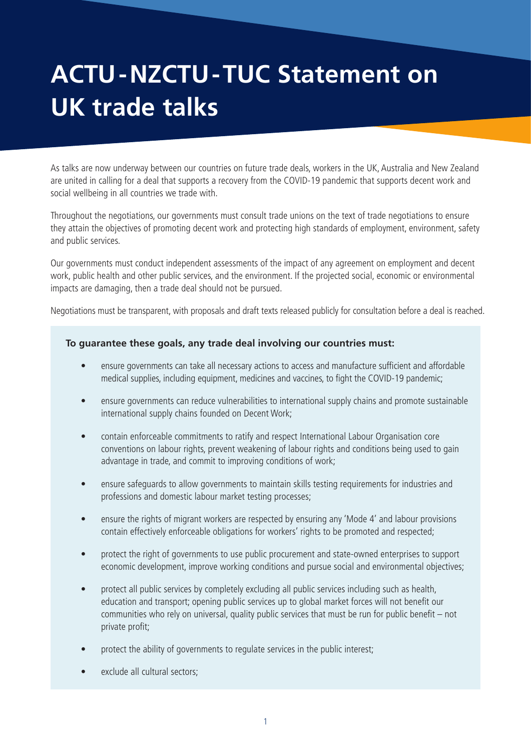# ACTU-NZCTU-TUC Statement on UK trade talks

As talks are now underway between our countries on future trade deals, workers in the UK, Australia and New Zealand are united in calling for a deal that supports a recovery from the COVID-19 pandemic that supports decent work and social wellbeing in all countries we trade with.

Throughout the negotiations, our governments must consult trade unions on the text of trade negotiations to ensure they attain the objectives of promoting decent work and protecting high standards of employment, environment, safety and public services.

Our governments must conduct independent assessments of the impact of any agreement on employment and decent work, public health and other public services, and the environment. If the projected social, economic or environmental impacts are damaging, then a trade deal should not be pursued.

Negotiations must be transparent, with proposals and draft texts released publicly for consultation before a deal is reached.

**To guarantee these goals, any trade deal involving our countries must:**

- ensure governments can take all necessary actions to access and manufacture sufficient and affordable medical supplies, including equipment, medicines and vaccines, to fight the COVID-19 pandemic;
- ensure governments can reduce vulnerabilities to international supply chains and promote sustainable international supply chains founded on Decent Work;
- contain enforceable commitments to ratify and respect International Labour Organisation core conventions on labour rights, prevent weakening of labour rights and conditions being used to gain advantage in trade, and commit to improving conditions of work;
- ensure safeguards to allow governments to maintain skills testing requirements for industries and professions and domestic labour market testing processes;
- ensure the rights of migrant workers are respected by ensuring any 'Mode 4' and labour provisions contain effectively enforceable obligations for workers' rights to be promoted and respected;
- protect the right of governments to use public procurement and state-owned enterprises to support economic development, improve working conditions and pursue social and environmental objectives;
- protect all public services by completely excluding all public services including such as health, education and transport; opening public services up to global market forces will not benefit our communities who rely on universal, quality public services that must be run for public benefit – not private profit;
- protect the ability of governments to regulate services in the public interest;
- exclude all cultural sectors;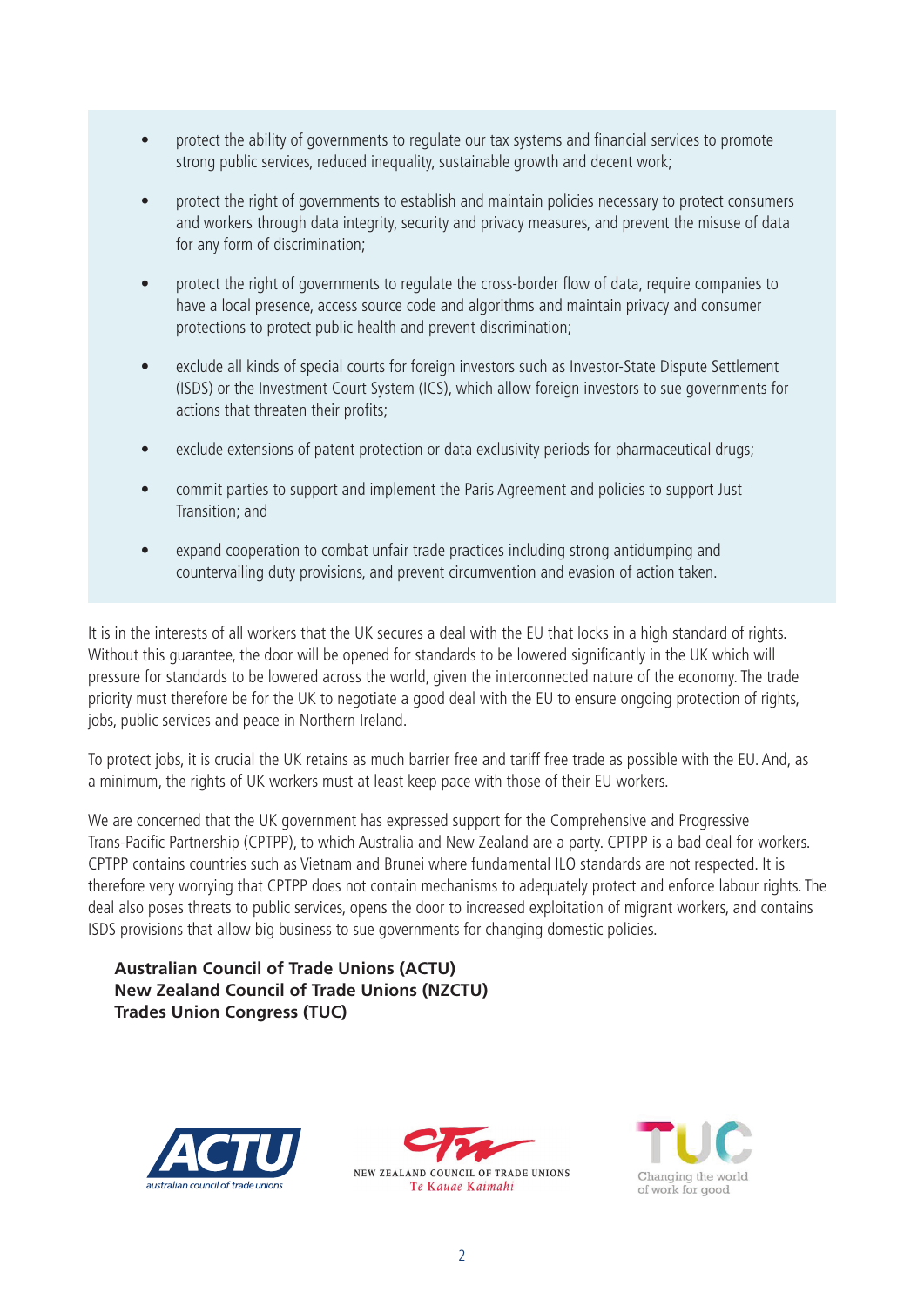- protect the ability of governments to regulate our tax systems and financial services to promote strong public services, reduced inequality, sustainable growth and decent work;
- protect the right of governments to establish and maintain policies necessary to protect consumers and workers through data integrity, security and privacy measures, and prevent the misuse of data for any form of discrimination;
- protect the right of governments to regulate the cross-border flow of data, require companies to have a local presence, access source code and algorithms and maintain privacy and consumer protections to protect public health and prevent discrimination;
- exclude all kinds of special courts for foreign investors such as Investor-State Dispute Settlement (ISDS) or the Investment Court System (ICS), which allow foreign investors to sue governments for actions that threaten their profits;
- exclude extensions of patent protection or data exclusivity periods for pharmaceutical drugs;
- commit parties to support and implement the Paris Agreement and policies to support Just Transition; and
- expand cooperation to combat unfair trade practices including strong antidumping and countervailing duty provisions, and prevent circumvention and evasion of action taken.

It is in the interests of all workers that the UK secures a deal with the EU that locks in a high standard of rights. Without this guarantee, the door will be opened for standards to be lowered significantly in the UK which will pressure for standards to be lowered across the world, given the interconnected nature of the economy. The trade priority must therefore be for the UK to negotiate a good deal with the EU to ensure ongoing protection of rights, jobs, public services and peace in Northern Ireland.

To protect jobs, it is crucial the UK retains as much barrier free and tariff free trade as possible with the EU. And, as a minimum, the rights of UK workers must at least keep pace with those of their EU workers.

We are concerned that the UK government has expressed support for the Comprehensive and Progressive Trans-Pacific Partnership (CPTPP), to which Australia and New Zealand are a party. CPTPP is a bad deal for workers. CPTPP contains countries such as Vietnam and Brunei where fundamental ILO standards are not respected. It is therefore very worrying that CPTPP does not contain mechanisms to adequately protect and enforce labour rights. The deal also poses threats to public services, opens the door to increased exploitation of migrant workers, and contains ISDS provisions that allow big business to sue governments for changing domestic policies.

**Australian Council of Trade Unions (ACTU)**
**New Zealand Council of Trade Unions (NZCTU)**
**Trades Union Congress (TUC)**

ACTU australian council of trade unions

NEW ZEALAND COUNCIL OF TRADE UNIONS
Te Kauae Kaimahi

TUC Changing the world of work for good